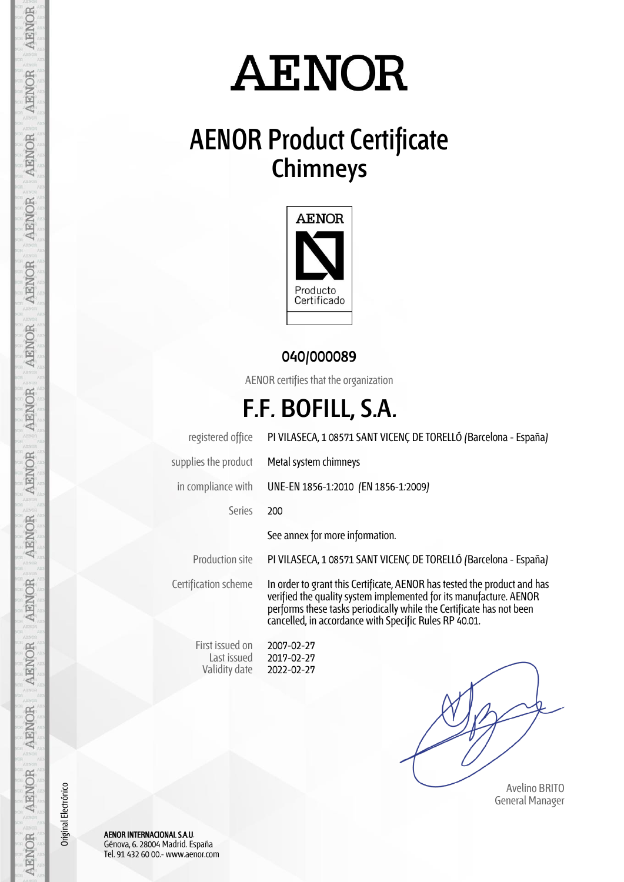# AENOR

## AENOR Product Certificate
## Chimneys

AENOR
Producto Certificado

**040/000089**

AENOR certifies that the organization

# F.F. BOFILL, S.A.

| | |
|---|---|
| registered office | PI VILASECA, 1 08571 SANT VICENÇ DE TORELLÓ (Barcelona - España) |
| supplies the product | Metal system chimneys |
| in compliance with | UNE-EN 1856-1:2010 (EN 1856-1:2009) |
| Series | 200 |
| | See annex for more information. |
| Production site | PI VILASECA, 1 08571 SANT VICENÇ DE TORELLÓ (Barcelona - España) |
| Certification scheme | In order to grant this Certificate, AENOR has tested the product and has verified the quality system implemented for its manufacture. AENOR performs these tasks periodically while the Certificate has not been cancelled, in accordance with Specific Rules RP 40.01. |
| First issued on | 2007-02-27 |
| Last issued | 2017-02-27 |
| Validity date | 2022-02-27 |

Avelino BRITO
General Manager

Original Electrónico

**AENOR INTERNACIONAL S.A.U.**
Génova, 6. 28004 Madrid. España
Tel. 91 432 60 00.- www.aenor.com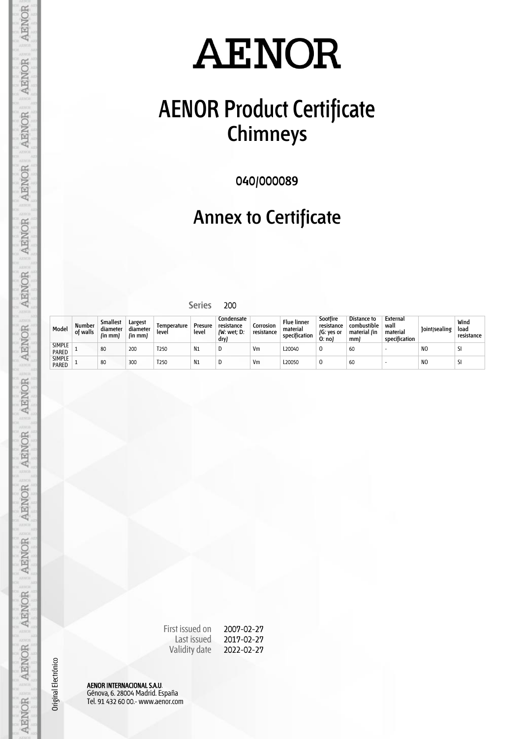# AENOR

# AENOR Product Certificate
## Chimneys

040/000089

## Annex to Certificate

**Series** 200

| Model | Number of walls | Smallest diameter (in mm) | Largest diameter (in mm) | Temperature level | Presure level | Condensate resistance (W: wet; D: dry) | Corrosion resistance | Flue linner material specification | Sootfire resistance (G: yes or O: no) | Distance to combustible material (in mm) | External wall material specification | Joint/sealing | Wind load resistance |
|---|---|---|---|---|---|---|---|---|---|---|---|---|---|
| SIMPLE PARED | 1 | 80 | 200 | T250 | N1 | D | Vm | L20040 | O | 60 | - | NO | SI |
| SIMPLE PARED | 1 | 80 | 300 | T250 | N1 | D | Vm | L20050 | O | 60 | - | NO | SI |

First issued on 2007-02-27
Last issued 2017-02-27
Validity date 2022-02-27

Original Electrónico

**AENOR INTERNACIONAL S.A.U.**
Génova, 6. 28004 Madrid. España
Tel. 91 432 60 00.- www.aenor.com